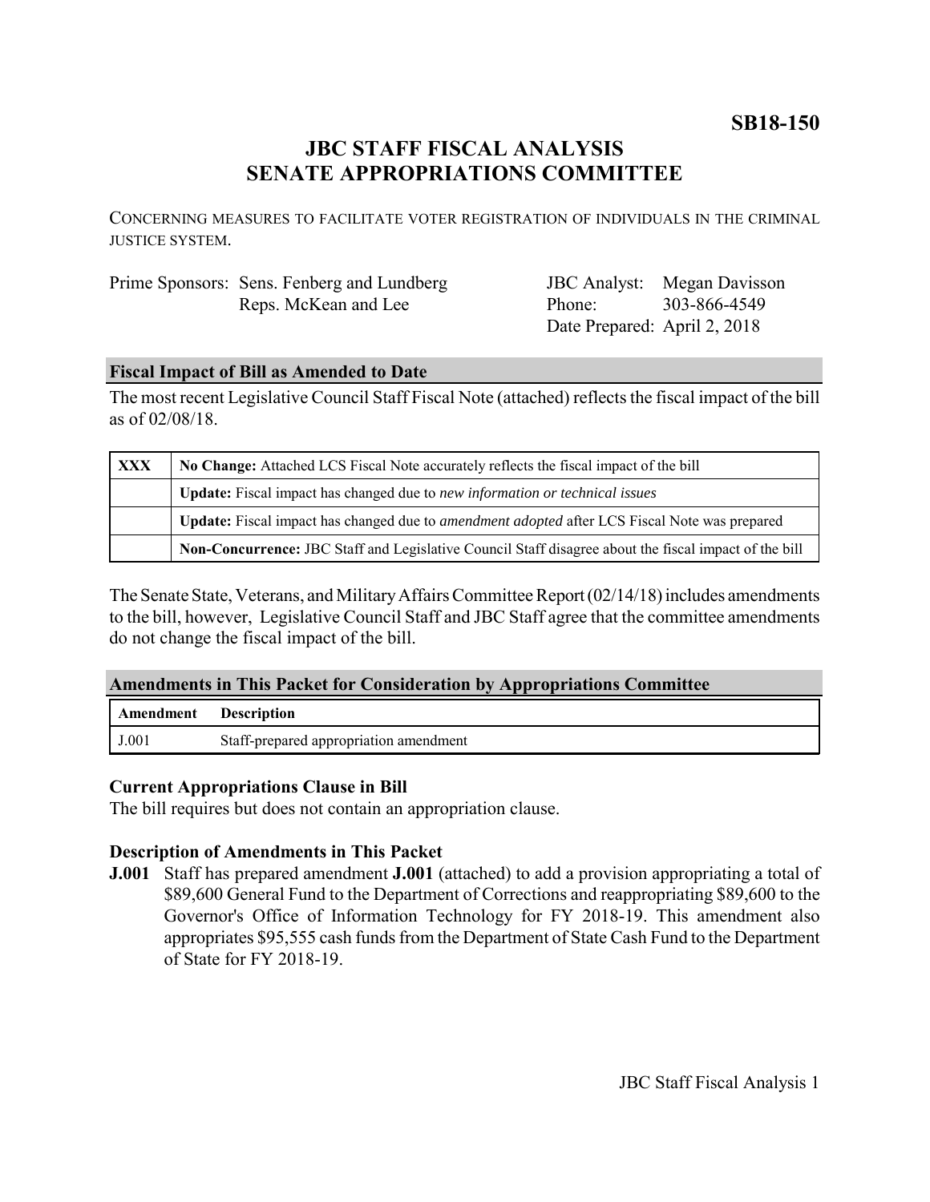**SB18-150**

# JBC STAFF FISCAL ANALYSIS
# SENATE APPROPRIATIONS COMMITTEE

CONCERNING MEASURES TO FACILITATE VOTER REGISTRATION OF INDIVIDUALS IN THE CRIMINAL JUSTICE SYSTEM.

| | | | |
|---|---|---|---|
| Prime Sponsors: | Sens. Fenberg and Lundberg<br>Reps. McKean and Lee | JBC Analyst:<br>Phone:<br>Date Prepared: | Megan Davisson<br>303-866-4549<br>April 2, 2018 |

## Fiscal Impact of Bill as Amended to Date

The most recent Legislative Council Staff Fiscal Note (attached) reflects the fiscal impact of the bill as of 02/08/18.

| | |
|---|---|
| XXX | **No Change:** Attached LCS Fiscal Note accurately reflects the fiscal impact of the bill |
| | **Update:** Fiscal impact has changed due to *new information or technical issues* |
| | **Update:** Fiscal impact has changed due to *amendment adopted* after LCS Fiscal Note was prepared |
| | **Non-Concurrence:** JBC Staff and Legislative Council Staff disagree about the fiscal impact of the bill |

The Senate State, Veterans, and Military Affairs Committee Report (02/14/18) includes amendments to the bill, however, Legislative Council Staff and JBC Staff agree that the committee amendments do not change the fiscal impact of the bill.

## Amendments in This Packet for Consideration by Appropriations Committee

| Amendment | Description |
|---|---|
| J.001 | Staff-prepared appropriation amendment |

### Current Appropriations Clause in Bill

The bill requires but does not contain an appropriation clause.

### Description of Amendments in This Packet

**J.001** Staff has prepared amendment **J.001** (attached) to add a provision appropriating a total of $89,600 General Fund to the Department of Corrections and reappropriating $89,600 to the Governor's Office of Information Technology for FY 2018-19. This amendment also appropriates $95,555 cash funds from the Department of State Cash Fund to the Department of State for FY 2018-19.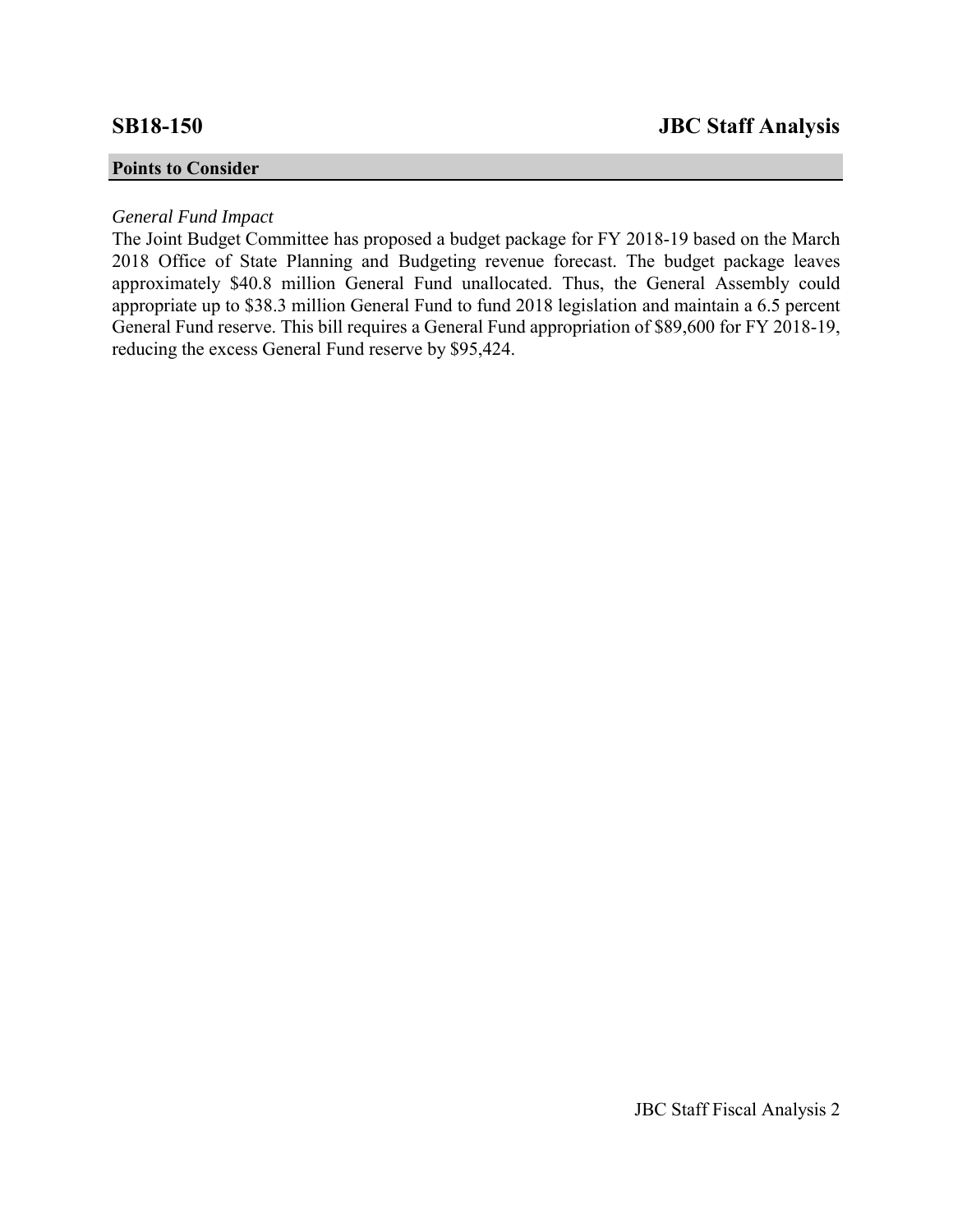## Points to Consider

*General Fund Impact*

The Joint Budget Committee has proposed a budget package for FY 2018-19 based on the March 2018 Office of State Planning and Budgeting revenue forecast. The budget package leaves approximately $40.8 million General Fund unallocated. Thus, the General Assembly could appropriate up to $38.3 million General Fund to fund 2018 legislation and maintain a 6.5 percent General Fund reserve. This bill requires a General Fund appropriation of $89,600 for FY 2018-19, reducing the excess General Fund reserve by $95,424.